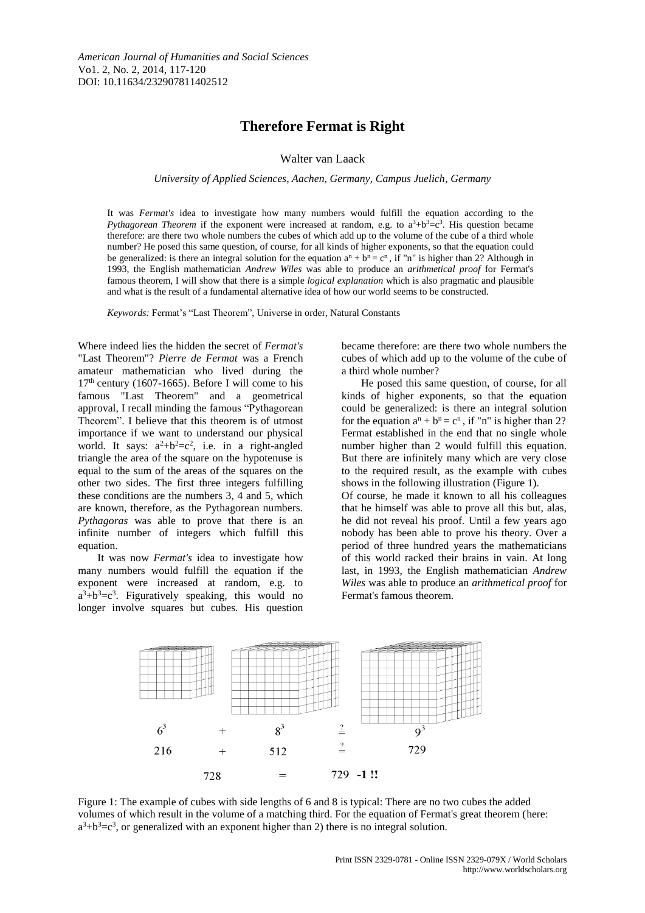American Journal of Humanities and Social Sciences
Vo1. 2, No. 2, 2014, 117-120
DOI: 10.11634/232907811402512

# Therefore Fermat is Right

Walter van Laack

*University of Applied Sciences, Aachen, Germany, Campus Juelich, Germany*

It was *Fermat's* idea to investigate how many numbers would fulfill the equation according to the *Pythagorean Theorem* if the exponent were increased at random, e.g. to $a^3+b^3=c^3$. His question became therefore: are there two whole numbers the cubes of which add up to the volume of the cube of a third whole number? He posed this same question, of course, for all kinds of higher exponents, so that the equation could be generalized: is there an integral solution for the equation $a^n + b^n = c^n$, if "n" is higher than 2? Although in 1993, the English mathematician *Andrew Wiles* was able to produce an *arithmetical proof* for Fermat's famous theorem, I will show that there is a simple *logical explanation* which is also pragmatic and plausible and what is the result of a fundamental alternative idea of how our world seems to be constructed.

*Keywords:* Fermat's "Last Theorem", Universe in order, Natural Constants

Where indeed lies the hidden the secret of *Fermat's* "Last Theorem"? *Pierre de Fermat* was a French amateur mathematician who lived during the 17th century (1607-1665). Before I will come to his famous "Last Theorem" and a geometrical approval, I recall minding the famous "Pythagorean Theorem". I believe that this theorem is of utmost importance if we want to understand our physical world. It says: $a^2+b^2=c^2$, i.e. in a right-angled triangle the area of the square on the hypotenuse is equal to the sum of the areas of the squares on the other two sides. The first three integers fulfilling these conditions are the numbers 3, 4 and 5, which are known, therefore, as the Pythagorean numbers. *Pythagoras* was able to prove that there is an infinite number of integers which fulfill this equation.

It was now *Fermat's* idea to investigate how many numbers would fulfill the equation if the exponent were increased at random, e.g. to $a^3+b^3=c^3$. Figuratively speaking, this would no longer involve squares but cubes. His question became therefore: are there two whole numbers the cubes of which add up to the volume of the cube of a third whole number?

He posed this same question, of course, for all kinds of higher exponents, so that the equation could be generalized: is there an integral solution for the equation $a^n + b^n = c^n$, if "n" is higher than 2? Fermat established in the end that no single whole number higher than 2 would fulfill this equation. But there are infinitely many which are very close to the required result, as the example with cubes shows in the following illustration (Figure 1).

Of course, he made it known to all his colleagues that he himself was able to prove all this but, alas, he did not reveal his proof. Until a few years ago nobody has been able to prove his theory. Over a period of three hundred years the mathematicians of this world racked their brains in vain. At long last, in 1993, the English mathematician *Andrew Wiles* was able to produce an *arithmetical proof* for Fermat's famous theorem.

$$6^3 + 8^3 \stackrel{?}{=} 9^3$$

$$216 + 512 \stackrel{?}{=} 729$$

$$728 = 729 \; \mathbf{-1\,!!}$$

Figure 1: The example of cubes with side lengths of 6 and 8 is typical: There are no two cubes the added volumes of which result in the volume of a matching third. For the equation of Fermat's great theorem (here: $a^3+b^3=c^3$, or generalized with an exponent higher than 2) there is no integral solution.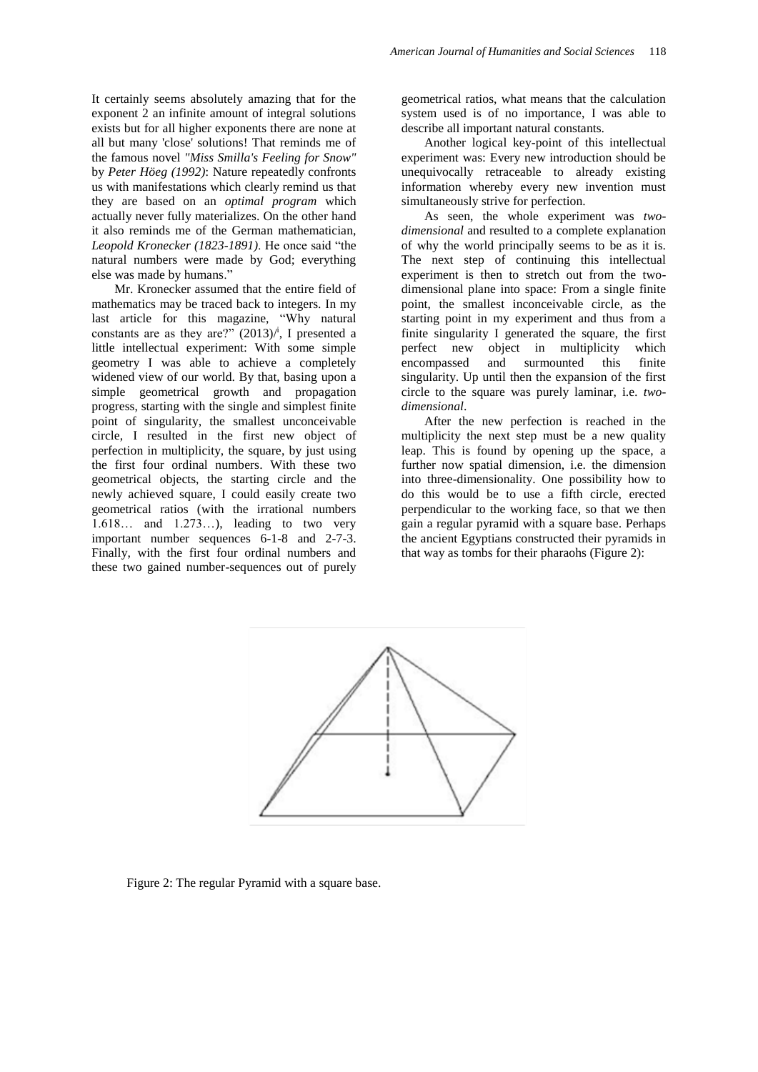It certainly seems absolutely amazing that for the exponent 2 an infinite amount of integral solutions exists but for all higher exponents there are none at all but many 'close' solutions! That reminds me of the famous novel *"Miss Smilla's Feeling for Snow"* by *Peter Höeg (1992)*: Nature repeatedly confronts us with manifestations which clearly remind us that they are based on an *optimal program* which actually never fully materializes. On the other hand it also reminds me of the German mathematician, *Leopold Kronecker (1823-1891)*. He once said "the natural numbers were made by God; everything else was made by humans."

Mr. Kronecker assumed that the entire field of mathematics may be traced back to integers. In my last article for this magazine, "Why natural constants are as they are?" (2013)/[i], I presented a little intellectual experiment: With some simple geometry I was able to achieve a completely widened view of our world. By that, basing upon a simple geometrical growth and propagation progress, starting with the single and simplest finite point of singularity, the smallest unconceivable circle, I resulted in the first new object of perfection in multiplicity, the square, by just using the first four ordinal numbers. With these two geometrical objects, the starting circle and the newly achieved square, I could easily create two geometrical ratios (with the irrational numbers 1.618… and 1.273…), leading to two very important number sequences 6-1-8 and 2-7-3. Finally, with the first four ordinal numbers and these two gained number-sequences out of purely geometrical ratios, what means that the calculation system used is of no importance, I was able to describe all important natural constants.

Another logical key-point of this intellectual experiment was: Every new introduction should be unequivocally retraceable to already existing information whereby every new invention must simultaneously strive for perfection.

As seen, the whole experiment was *two-dimensional* and resulted to a complete explanation of why the world principally seems to be as it is. The next step of continuing this intellectual experiment is then to stretch out from the two-dimensional plane into space: From a single finite point, the smallest inconceivable circle, as the starting point in my experiment and thus from a finite singularity I generated the square, the first perfect new object in multiplicity which encompassed and surmounted this finite singularity. Up until then the expansion of the first circle to the square was purely laminar, i.e. *two-dimensional*.

After the new perfection is reached in the multiplicity the next step must be a new quality leap. This is found by opening up the space, a further now spatial dimension, i.e. the dimension into three-dimensionality. One possibility how to do this would be to use a fifth circle, erected perpendicular to the working face, so that we then gain a regular pyramid with a square base. Perhaps the ancient Egyptians constructed their pyramids in that way as tombs for their pharaohs (Figure 2):

Figure 2: The regular Pyramid with a square base.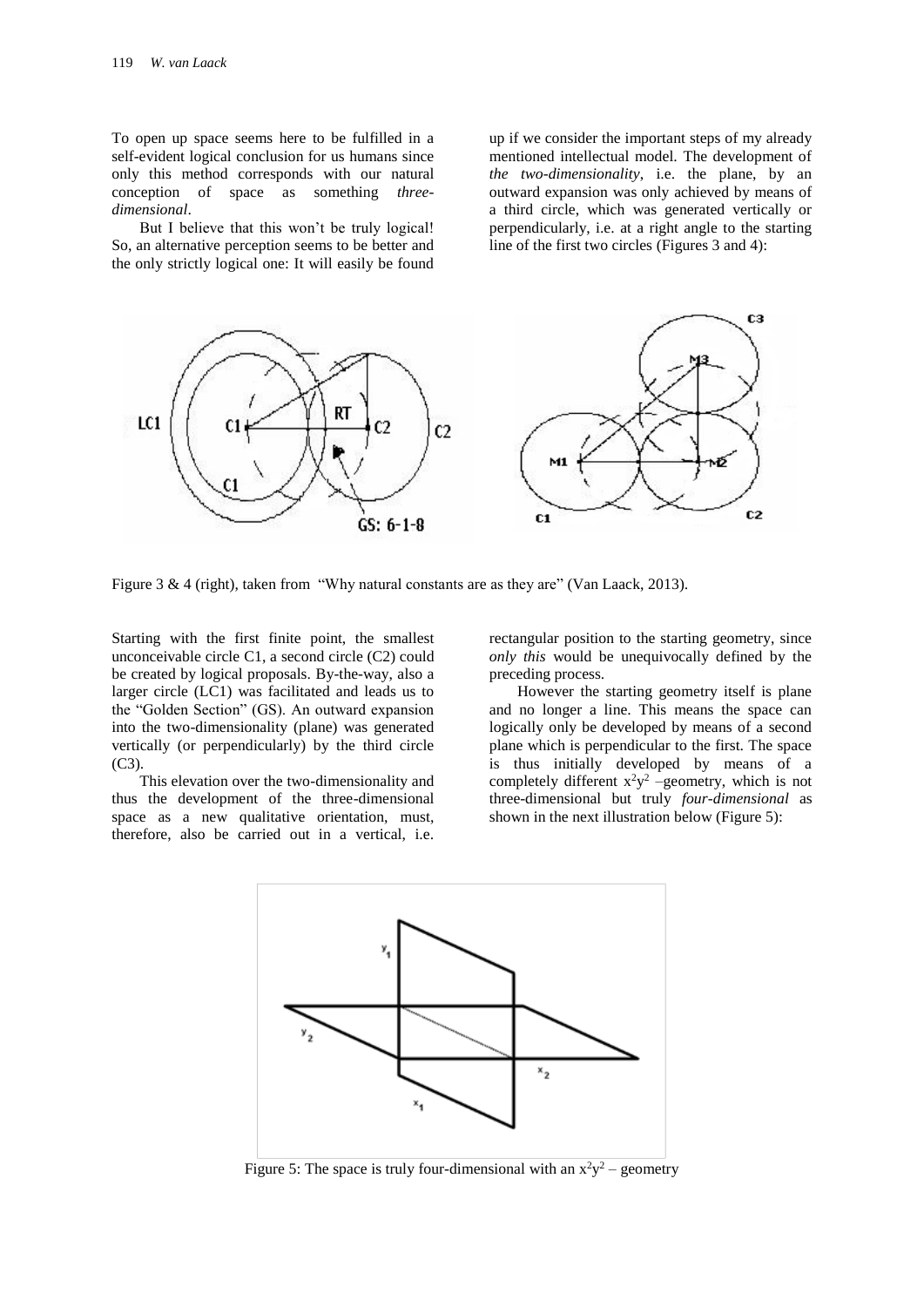To open up space seems here to be fulfilled in a self-evident logical conclusion for us humans since only this method corresponds with our natural conception of space as something *three-dimensional*.

But I believe that this won't be truly logical! So, an alternative perception seems to be better and the only strictly logical one: It will easily be found up if we consider the important steps of my already mentioned intellectual model. The development of *the two-dimensionality*, i.e. the plane, by an outward expansion was only achieved by means of a third circle, which was generated vertically or perpendicularly, i.e. at a right angle to the starting line of the first two circles (Figures 3 and 4):

Figure 3 & 4 (right), taken from "Why natural constants are as they are" (Van Laack, 2013).

Starting with the first finite point, the smallest unconceivable circle C1, a second circle (C2) could be created by logical proposals. By-the-way, also a larger circle (LC1) was facilitated and leads us to the "Golden Section" (GS). An outward expansion into the two-dimensionality (plane) was generated vertically (or perpendicularly) by the third circle (C3).

This elevation over the two-dimensionality and thus the development of the three-dimensional space as a new qualitative orientation, must, therefore, also be carried out in a vertical, i.e. rectangular position to the starting geometry, since *only this* would be unequivocally defined by the preceding process.

However the starting geometry itself is plane and no longer a line. This means the space can logically only be developed by means of a second plane which is perpendicular to the first. The space is thus initially developed by means of a completely different $x^2y^2$ –geometry, which is not three-dimensional but truly *four-dimensional* as shown in the next illustration below (Figure 5):

Figure 5: The space is truly four-dimensional with an $x^2y^2$ – geometry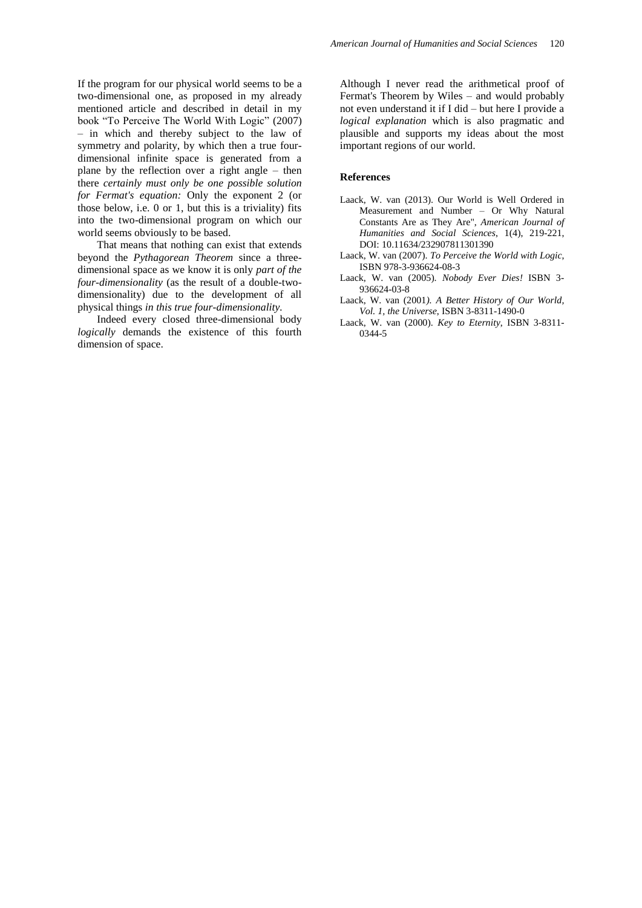If the program for our physical world seems to be a two-dimensional one, as proposed in my already mentioned article and described in detail in my book "To Perceive The World With Logic" (2007) – in which and thereby subject to the law of symmetry and polarity, by which then a true four-dimensional infinite space is generated from a plane by the reflection over a right angle – then there *certainly must only be one possible solution for Fermat's equation:* Only the exponent 2 (or those below, i.e. 0 or 1, but this is a triviality) fits into the two-dimensional program on which our world seems obviously to be based.

That means that nothing can exist that extends beyond the *Pythagorean Theorem* since a three-dimensional space as we know it is only *part of the four-dimensionality* (as the result of a double-two-dimensionality) due to the development of all physical things *in this true four-dimensionality*.

Indeed every closed three-dimensional body *logically* demands the existence of this fourth dimension of space.

Although I never read the arithmetical proof of Fermat's Theorem by Wiles – and would probably not even understand it if I did – but here I provide a *logical explanation* which is also pragmatic and plausible and supports my ideas about the most important regions of our world.

## References

Laack, W. van (2013). Our World is Well Ordered in Measurement and Number – Or Why Natural Constants Are as They Are", *American Journal of Humanities and Social Sciences*, 1(4), 219-221, DOI: 10.11634/232907811301390

Laack, W. van (2007). *To Perceive the World with Logic*, ISBN 978-3-936624-08-3

Laack, W. van (2005). *Nobody Ever Dies!* ISBN 3-936624-03-8

Laack, W. van (2001). *A Better History of Our World, Vol. 1, the Universe*, ISBN 3-8311-1490-0

Laack, W. van (2000). *Key to Eternity*, ISBN 3-8311-0344-5